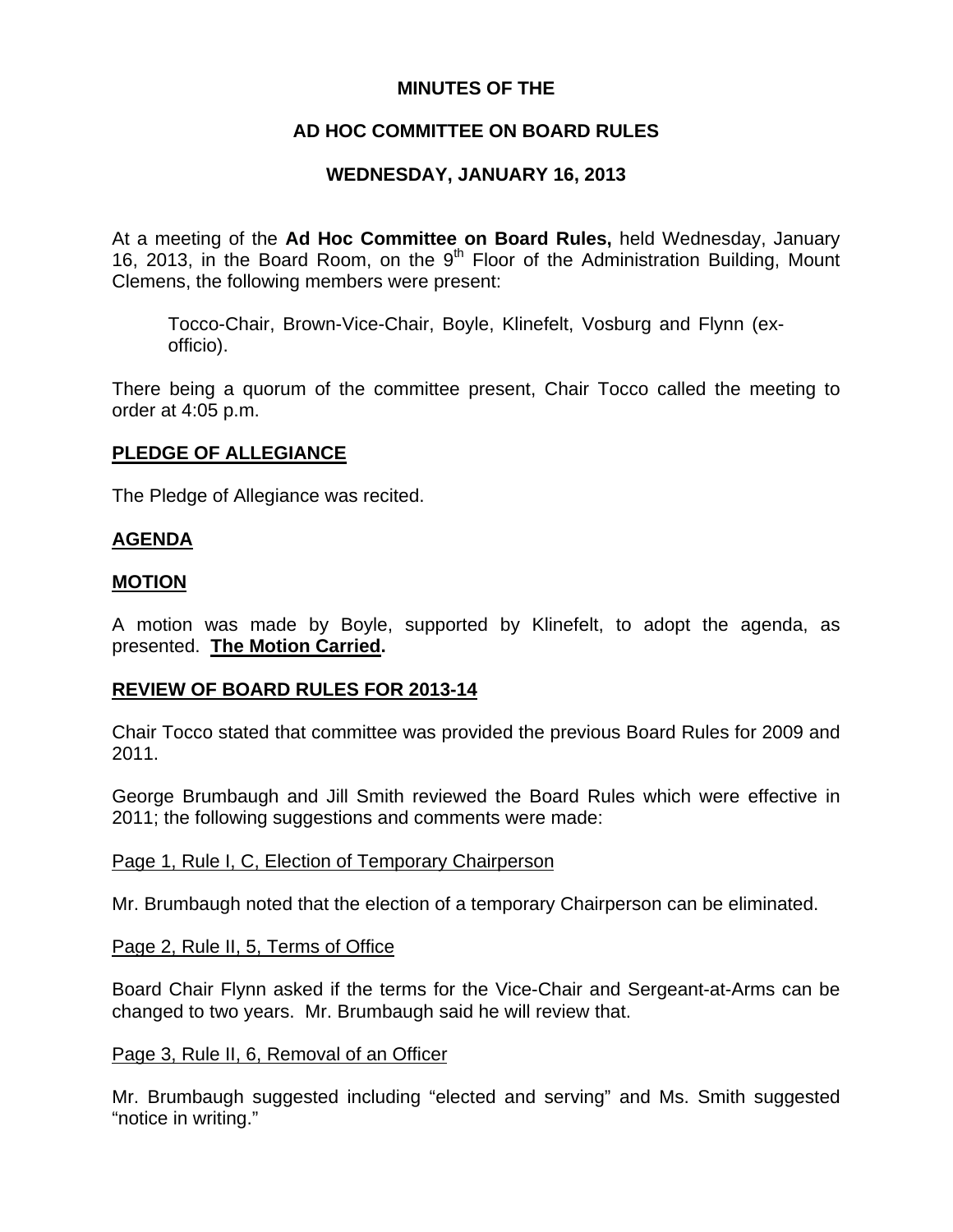**MINUTES OF THE**

**AD HOC COMMITTEE ON BOARD RULES**

**WEDNESDAY, JANUARY 16, 2013**

At a meeting of the **Ad Hoc Committee on Board Rules,** held Wednesday, January 16, 2013, in the Board Room, on the 9th Floor of the Administration Building, Mount Clemens, the following members were present:

> Tocco-Chair, Brown-Vice-Chair, Boyle, Klinefelt, Vosburg and Flynn (ex-officio).

There being a quorum of the committee present, Chair Tocco called the meeting to order at 4:05 p.m.

**PLEDGE OF ALLEGIANCE**

The Pledge of Allegiance was recited.

**AGENDA**

**MOTION**

A motion was made by Boyle, supported by Klinefelt, to adopt the agenda, as presented. **The Motion Carried.**

**REVIEW OF BOARD RULES FOR 2013-14**

Chair Tocco stated that committee was provided the previous Board Rules for 2009 and 2011.

George Brumbaugh and Jill Smith reviewed the Board Rules which were effective in 2011; the following suggestions and comments were made:

Page 1, Rule I, C, Election of Temporary Chairperson

Mr. Brumbaugh noted that the election of a temporary Chairperson can be eliminated.

Page 2, Rule II, 5, Terms of Office

Board Chair Flynn asked if the terms for the Vice-Chair and Sergeant-at-Arms can be changed to two years. Mr. Brumbaugh said he will review that.

Page 3, Rule II, 6, Removal of an Officer

Mr. Brumbaugh suggested including "elected and serving" and Ms. Smith suggested "notice in writing."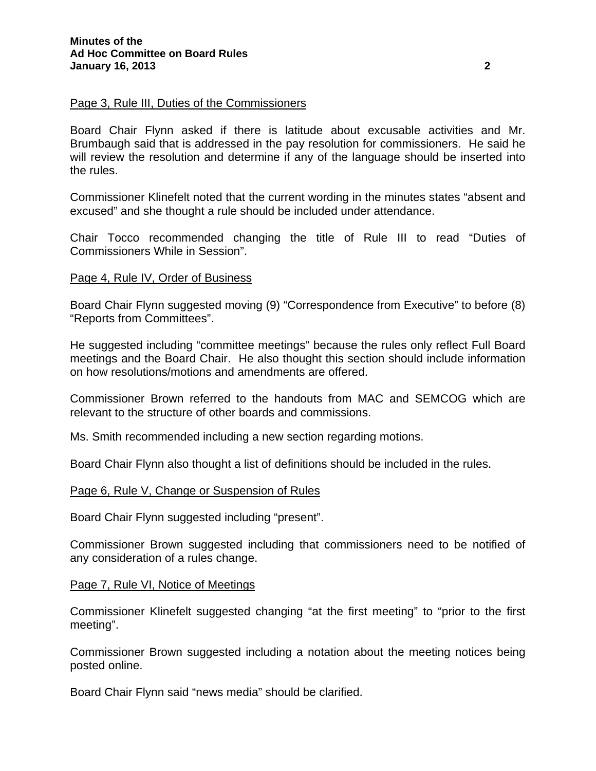Page 3, Rule III, Duties of the Commissioners

Board Chair Flynn asked if there is latitude about excusable activities and Mr. Brumbaugh said that is addressed in the pay resolution for commissioners. He said he will review the resolution and determine if any of the language should be inserted into the rules.

Commissioner Klinefelt noted that the current wording in the minutes states "absent and excused" and she thought a rule should be included under attendance.

Chair Tocco recommended changing the title of Rule III to read "Duties of Commissioners While in Session".

Page 4, Rule IV, Order of Business

Board Chair Flynn suggested moving (9) "Correspondence from Executive" to before (8) "Reports from Committees".

He suggested including "committee meetings" because the rules only reflect Full Board meetings and the Board Chair. He also thought this section should include information on how resolutions/motions and amendments are offered.

Commissioner Brown referred to the handouts from MAC and SEMCOG which are relevant to the structure of other boards and commissions.

Ms. Smith recommended including a new section regarding motions.

Board Chair Flynn also thought a list of definitions should be included in the rules.

Page 6, Rule V, Change or Suspension of Rules

Board Chair Flynn suggested including "present".

Commissioner Brown suggested including that commissioners need to be notified of any consideration of a rules change.

Page 7, Rule VI, Notice of Meetings

Commissioner Klinefelt suggested changing "at the first meeting" to "prior to the first meeting".

Commissioner Brown suggested including a notation about the meeting notices being posted online.

Board Chair Flynn said "news media" should be clarified.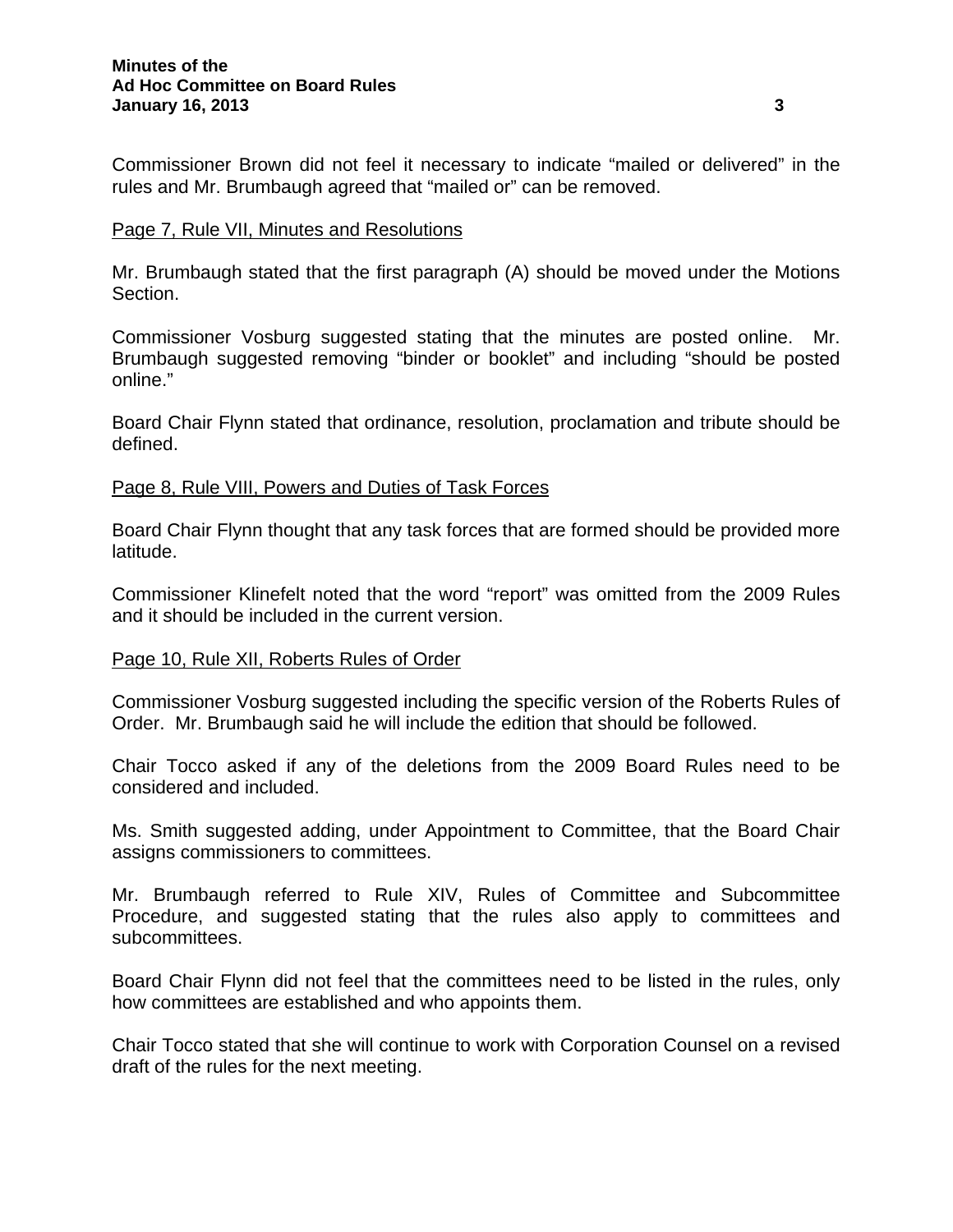Commissioner Brown did not feel it necessary to indicate "mailed or delivered" in the rules and Mr. Brumbaugh agreed that "mailed or" can be removed.

Page 7, Rule VII, Minutes and Resolutions

Mr. Brumbaugh stated that the first paragraph (A) should be moved under the Motions Section.

Commissioner Vosburg suggested stating that the minutes are posted online. Mr. Brumbaugh suggested removing "binder or booklet" and including "should be posted online."

Board Chair Flynn stated that ordinance, resolution, proclamation and tribute should be defined.

Page 8, Rule VIII, Powers and Duties of Task Forces

Board Chair Flynn thought that any task forces that are formed should be provided more latitude.

Commissioner Klinefelt noted that the word "report" was omitted from the 2009 Rules and it should be included in the current version.

Page 10, Rule XII, Roberts Rules of Order

Commissioner Vosburg suggested including the specific version of the Roberts Rules of Order. Mr. Brumbaugh said he will include the edition that should be followed.

Chair Tocco asked if any of the deletions from the 2009 Board Rules need to be considered and included.

Ms. Smith suggested adding, under Appointment to Committee, that the Board Chair assigns commissioners to committees.

Mr. Brumbaugh referred to Rule XIV, Rules of Committee and Subcommittee Procedure, and suggested stating that the rules also apply to committees and subcommittees.

Board Chair Flynn did not feel that the committees need to be listed in the rules, only how committees are established and who appoints them.

Chair Tocco stated that she will continue to work with Corporation Counsel on a revised draft of the rules for the next meeting.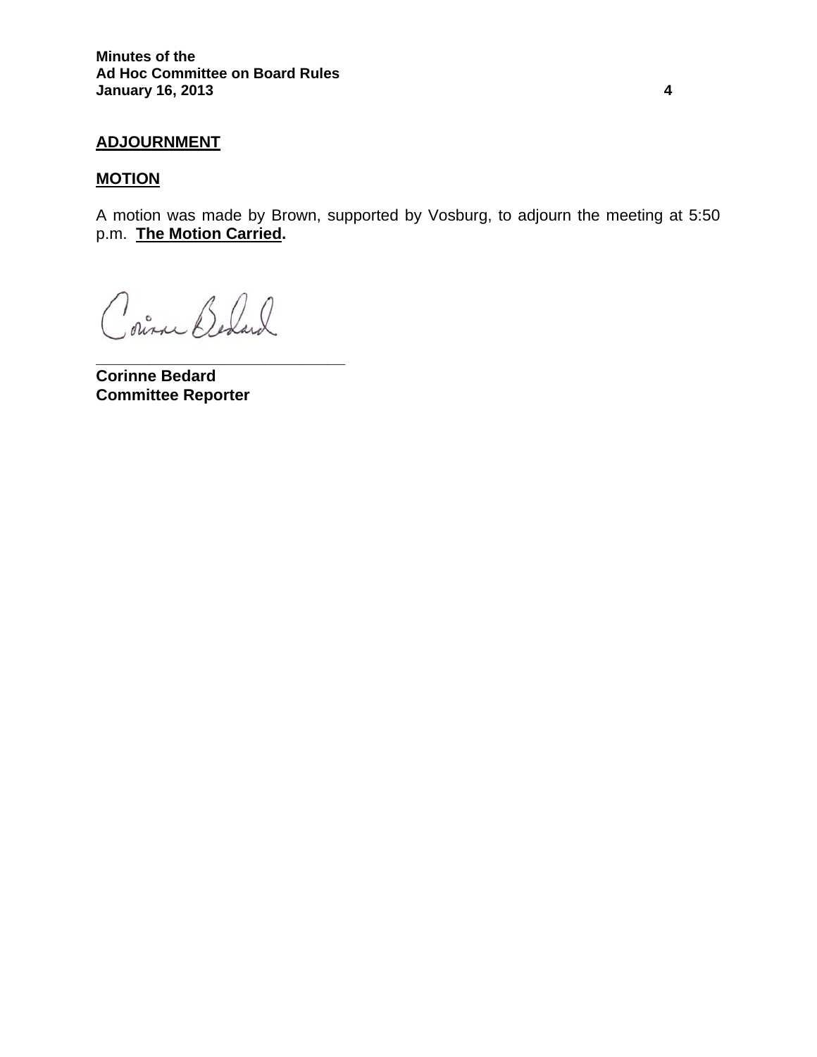**ADJOURNMENT**

**MOTION**

A motion was made by Brown, supported by Vosburg, to adjourn the meeting at 5:50 p.m. **The Motion Carried.**

\_\_\_\_\_\_\_\_\_\_\_\_\_\_\_\_\_\_\_\_\_\_\_\_\_\_\_\_\_\_

**Corinne Bedard**
**Committee Reporter**